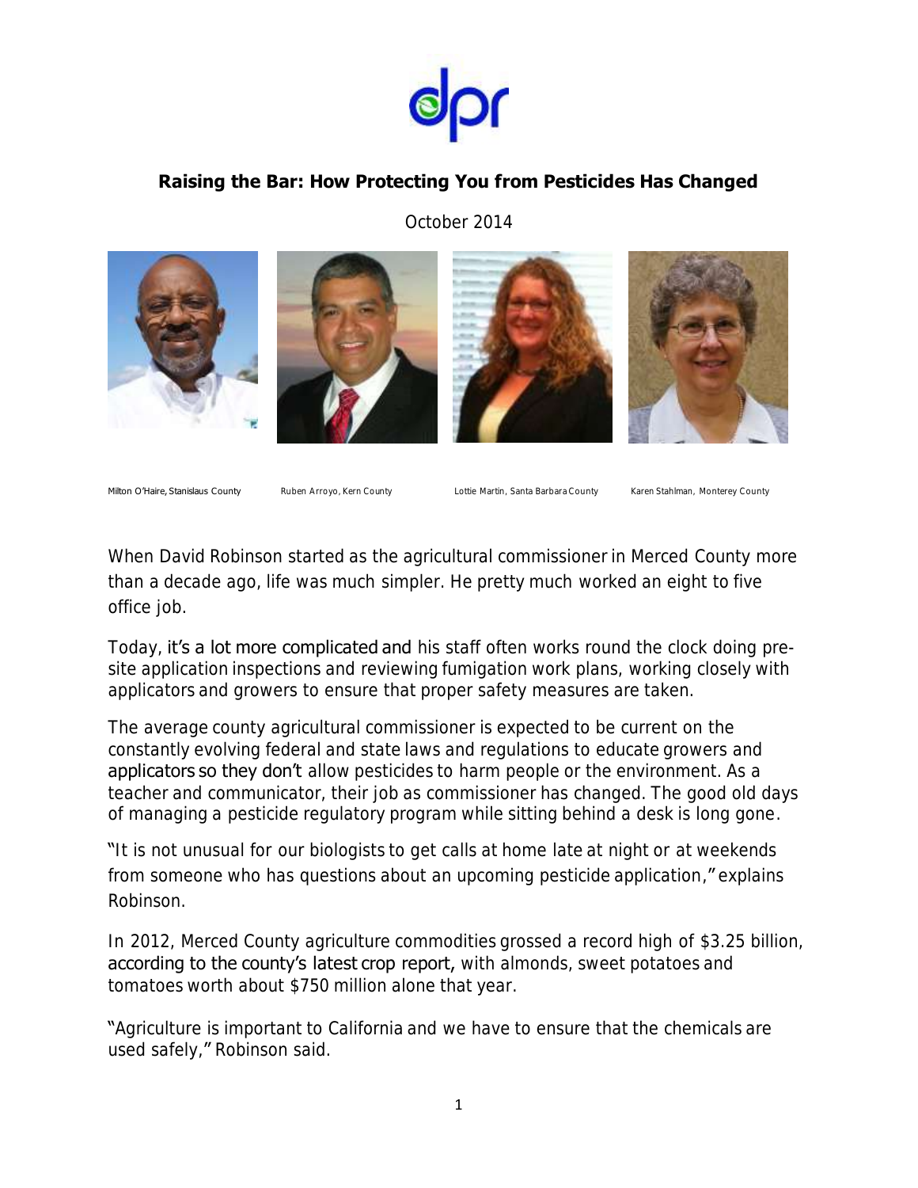dpr

**Raising the Bar: How Protecting You from Pesticides Has Changed**

October 2014

Milton O'Haire, Stanislaus County Ruben Arroyo, Kern County Lottie Martin, Santa Barbara County Karen Stahlman, Monterey County

When David Robinson started as the agricultural commissioner in Merced County more than a decade ago, life was much simpler. He pretty much worked an eight to five office job.

Today, it's a lot more complicated and his staff often works round the clock doing pre-site application inspections and reviewing fumigation work plans, working closely with applicators and growers to ensure that proper safety measures are taken.

The average county agricultural commissioner is expected to be current on the constantly evolving federal and state laws and regulations to educate growers and applicators so they don't allow pesticides to harm people or the environment. As a teacher and communicator, their job as commissioner has changed. The good old days of managing a pesticide regulatory program while sitting behind a desk is long gone.

"It is not unusual for our biologists to get calls at home late at night or at weekends from someone who has questions about an upcoming pesticide application," explains Robinson.

In 2012, Merced County agriculture commodities grossed a record high of $3.25 billion, according to the county's latest crop report, with almonds, sweet potatoes and tomatoes worth about $750 million alone that year.

"Agriculture is important to California and we have to ensure that the chemicals are used safely," Robinson said.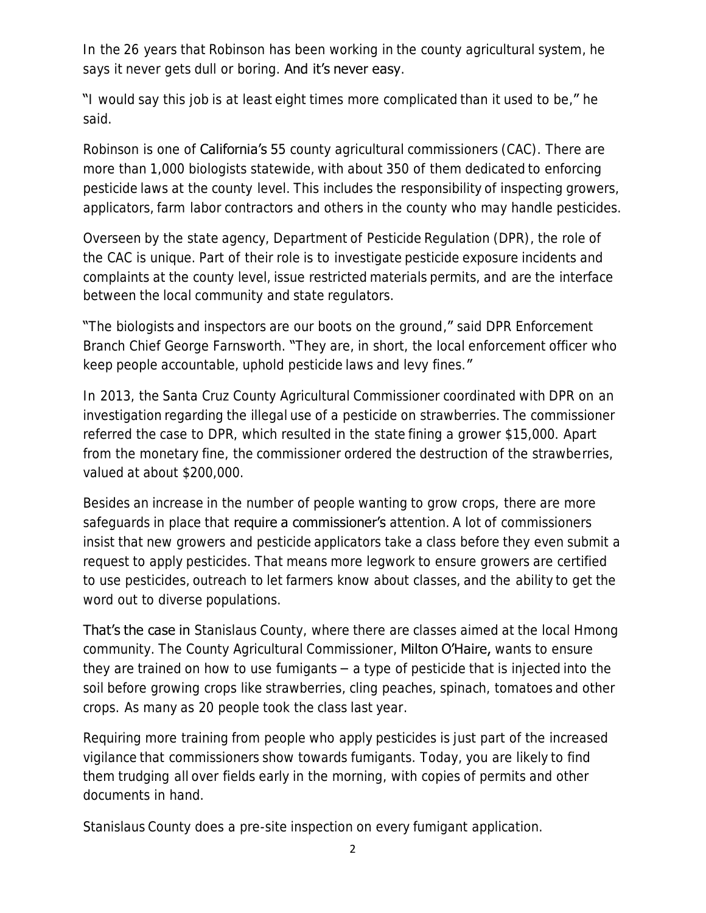In the 26 years that Robinson has been working in the county agricultural system, he says it never gets dull or boring. And it's never easy.

"I would say this job is at least eight times more complicated than it used to be," he said.

Robinson is one of California's 55 county agricultural commissioners (CAC). There are more than 1,000 biologists statewide, with about 350 of them dedicated to enforcing pesticide laws at the county level. This includes the responsibility of inspecting growers, applicators, farm labor contractors and others in the county who may handle pesticides.

Overseen by the state agency, Department of Pesticide Regulation (DPR), the role of the CAC is unique. Part of their role is to investigate pesticide exposure incidents and complaints at the county level, issue restricted materials permits, and are the interface between the local community and state regulators.

"The biologists and inspectors are our boots on the ground," said DPR Enforcement Branch Chief George Farnsworth. "They are, in short, the local enforcement officer who keep people accountable, uphold pesticide laws and levy fines."

In 2013, the Santa Cruz County Agricultural Commissioner coordinated with DPR on an investigation regarding the illegal use of a pesticide on strawberries. The commissioner referred the case to DPR, which resulted in the state fining a grower $15,000. Apart from the monetary fine, the commissioner ordered the destruction of the strawberries, valued at about $200,000.

Besides an increase in the number of people wanting to grow crops, there are more safeguards in place that require a commissioner's attention. A lot of commissioners insist that new growers and pesticide applicators take a class before they even submit a request to apply pesticides. That means more legwork to ensure growers are certified to use pesticides, outreach to let farmers know about classes, and the ability to get the word out to diverse populations.

That's the case in Stanislaus County, where there are classes aimed at the local Hmong community. The County Agricultural Commissioner, Milton O'Haire, wants to ensure they are trained on how to use fumigants – a type of pesticide that is injected into the soil before growing crops like strawberries, cling peaches, spinach, tomatoes and other crops. As many as 20 people took the class last year.

Requiring more training from people who apply pesticides is just part of the increased vigilance that commissioners show towards fumigants. Today, you are likely to find them trudging all over fields early in the morning, with copies of permits and other documents in hand.

Stanislaus County does a pre-site inspection on every fumigant application.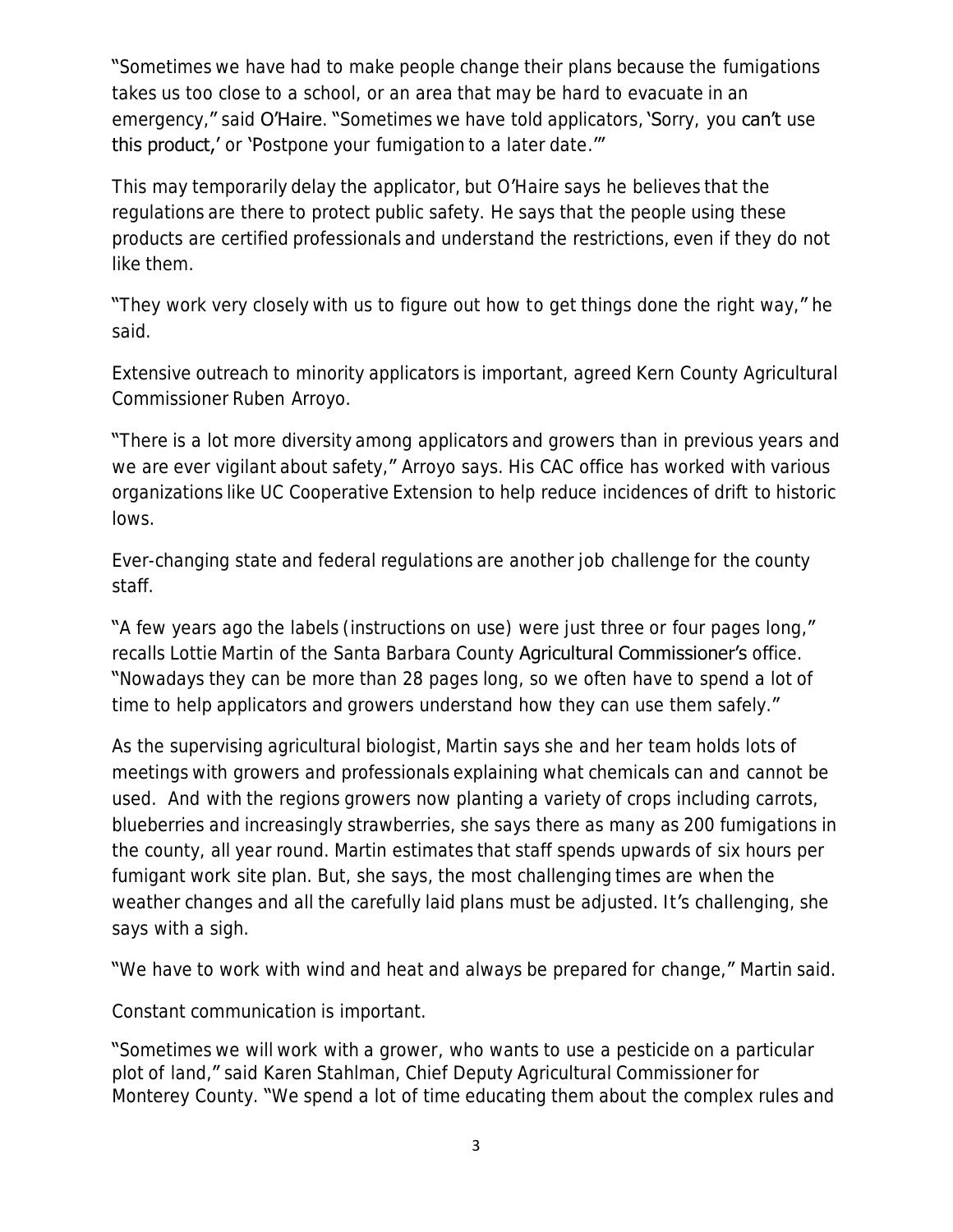"Sometimes we have had to make people change their plans because the fumigations takes us too close to a school, or an area that may be hard to evacuate in an emergency," said O'Haire. "Sometimes we have told applicators, 'Sorry, you can't use this product,' or 'Postpone your fumigation to a later date.'"

This may temporarily delay the applicator, but O'Haire says he believes that the regulations are there to protect public safety. He says that the people using these products are certified professionals and understand the restrictions, even if they do not like them.

"They work very closely with us to figure out how to get things done the right way," he said.

Extensive outreach to minority applicators is important, agreed Kern County Agricultural Commissioner Ruben Arroyo.

"There is a lot more diversity among applicators and growers than in previous years and we are ever vigilant about safety," Arroyo says. His CAC office has worked with various organizations like UC Cooperative Extension to help reduce incidences of drift to historic lows.

Ever-changing state and federal regulations are another job challenge for the county staff.

"A few years ago the labels (instructions on use) were just three or four pages long," recalls Lottie Martin of the Santa Barbara County Agricultural Commissioner's office. "Nowadays they can be more than 28 pages long, so we often have to spend a lot of time to help applicators and growers understand how they can use them safely."

As the supervising agricultural biologist, Martin says she and her team holds lots of meetings with growers and professionals explaining what chemicals can and cannot be used. And with the regions growers now planting a variety of crops including carrots, blueberries and increasingly strawberries, she says there as many as 200 fumigations in the county, all year round. Martin estimates that staff spends upwards of six hours per fumigant work site plan. But, she says, the most challenging times are when the weather changes and all the carefully laid plans must be adjusted. It's challenging, she says with a sigh.

"We have to work with wind and heat and always be prepared for change," Martin said.

Constant communication is important.

"Sometimes we will work with a grower, who wants to use a pesticide on a particular plot of land," said Karen Stahlman, Chief Deputy Agricultural Commissioner for Monterey County. "We spend a lot of time educating them about the complex rules and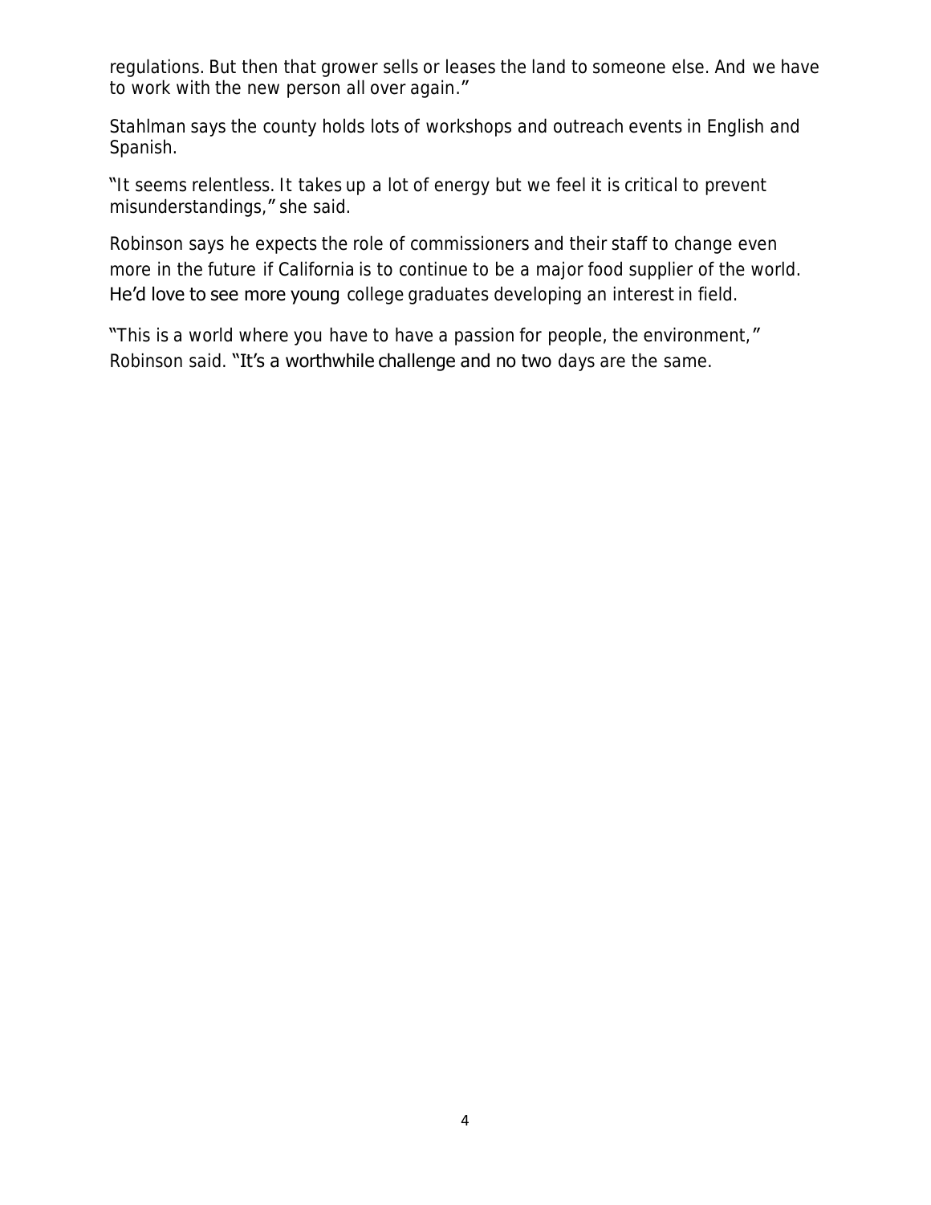regulations. But then that grower sells or leases the land to someone else. And we have to work with the new person all over again."

Stahlman says the county holds lots of workshops and outreach events in English and Spanish.

"It seems relentless. It takes up a lot of energy but we feel it is critical to prevent misunderstandings," she said.

Robinson says he expects the role of commissioners and their staff to change even more in the future if California is to continue to be a major food supplier of the world. He'd love to see more young college graduates developing an interest in field.

"This is a world where you have to have a passion for people, the environment," Robinson said. "It's a worthwhile challenge and no two days are the same.